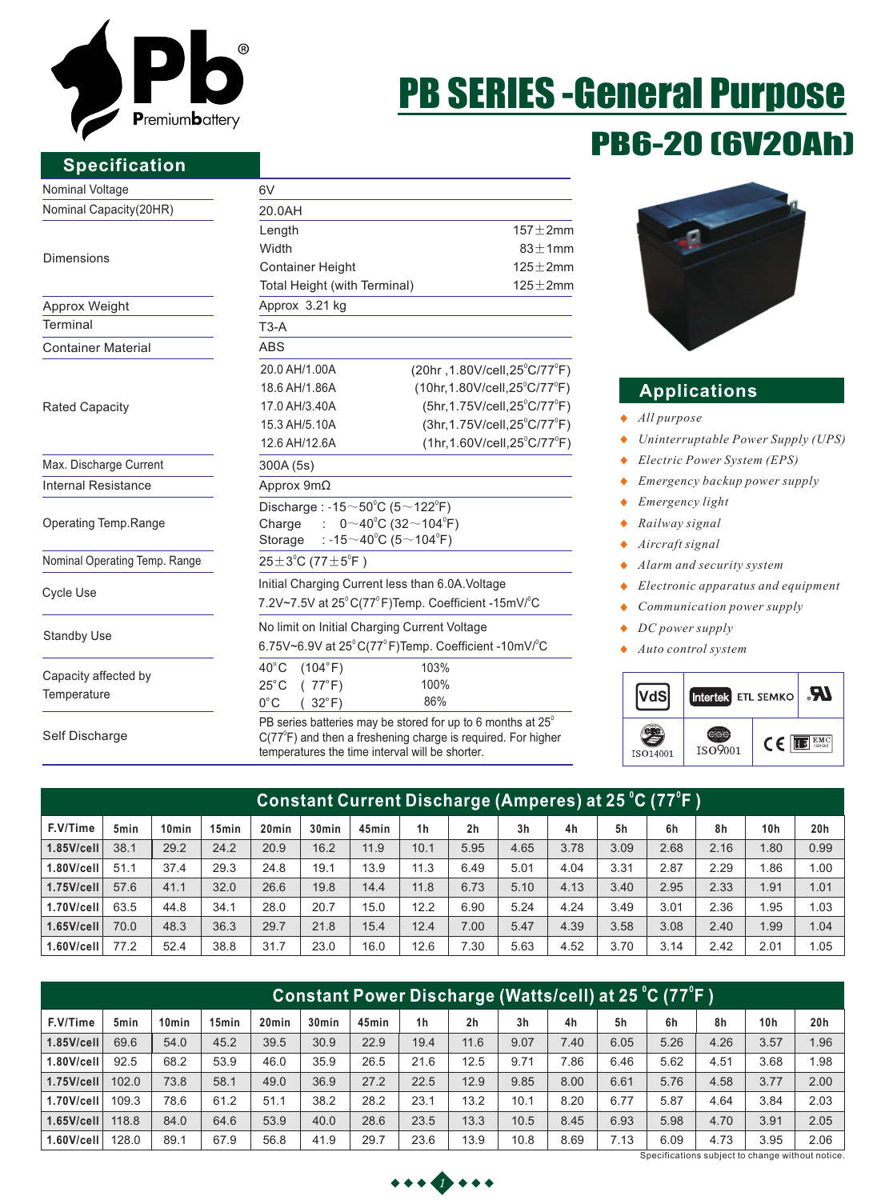# PB SERIES -General Purpose

## PB6-20 (6V20Ah)

## Specification

| | | |
|---|---|---|
| Nominal Voltage | 6V | |
| Nominal Capacity(20HR) | 20.0AH | |
| Dimensions | Length | 157±2mm |
| | Width | 83±1mm |
| | Container Height | 125±2mm |
| | Total Height (with Terminal) | 125±2mm |
| Approx Weight | Approx 3.21 kg | |
| Terminal | T3-A | |
| Container Material | ABS | |
| Rated Capacity | 20.0 AH/1.00A | (20hr ,1.80V/cell,25°C/77°F) |
| | 18.6 AH/1.86A | (10hr,1.80V/cell,25°C/77°F) |
| | 17.0 AH/3.40A | (5hr,1.75V/cell,25°C/77°F) |
| | 15.3 AH/5.10A | (3hr,1.75V/cell,25°C/77°F) |
| | 12.6 AH/12.6A | (1hr,1.60V/cell,25°C/77°F) |
| Max. Discharge Current | 300A (5s) | |
| Internal Resistance | Approx 9mΩ | |
| Operating Temp.Range | Discharge : -15~50°C (5~122°F) | |
| | Charge : 0~40°C (32~104°F) | |
| | Storage : -15~40°C (5~104°F) | |
| Nominal Operating Temp. Range | 25±3°C (77±5°F ) | |
| Cycle Use | Initial Charging Current less than 6.0A.Voltage 7.2V~7.5V at 25°C(77°F)Temp. Coefficient -15mV/°C | |
| Standby Use | No limit on Initial Charging Current Voltage 6.75V~6.9V at 25°C(77°F)Temp. Coefficient -10mV/°C | |
| Capacity affected by Temperature | 40°C (104°F) | 103% |
| | 25°C ( 77°F) | 100% |
| | 0°C ( 32°F) | 86% |
| Self Discharge | PB series batteries may be stored for up to 6 months at 25°C(77°F) and then a freshening charge is required. For higher temperatures the time interval will be shorter. | |

## Applications

- *All purpose*
- *Uninterruptable Power Supply (UPS)*
- *Electric Power System (EPS)*
- *Emergency backup power supply*
- *Emergency light*
- *Railway signal*
- *Aircraft signal*
- *Alarm and security system*
- *Electronic apparatus and equipment*
- *Communication power supply*
- *DC power supply*
- *Auto control system*

VdS | Intertek ETL SEMKO | UL | ISO14001 | ISO9001 | CE | EMC

## Constant Current Discharge (Amperes) at 25°C (77°F )

| F.V/Time | 5min | 10min | 15min | 20min | 30min | 45min | 1h | 2h | 3h | 4h | 5h | 6h | 8h | 10h | 20h |
|---|---|---|---|---|---|---|---|---|---|---|---|---|---|---|---|
| 1.85V/cell | 38.1 | 29.2 | 24.2 | 20.9 | 16.2 | 11.9 | 10.1 | 5.95 | 4.65 | 3.78 | 3.09 | 2.68 | 2.16 | 1.80 | 0.99 |
| 1.80V/cell | 51.1 | 37.4 | 29.3 | 24.8 | 19.1 | 13.9 | 11.3 | 6.49 | 5.01 | 4.04 | 3.31 | 2.87 | 2.29 | 1.86 | 1.00 |
| 1.75V/cell | 57.6 | 41.1 | 32.0 | 26.6 | 19.8 | 14.4 | 11.8 | 6.73 | 5.10 | 4.13 | 3.40 | 2.95 | 2.33 | 1.91 | 1.01 |
| 1.70V/cell | 63.5 | 44.8 | 34.1 | 28.0 | 20.7 | 15.0 | 12.2 | 6.90 | 5.24 | 4.24 | 3.49 | 3.01 | 2.36 | 1.95 | 1.03 |
| 1.65V/cell | 70.0 | 48.3 | 36.3 | 29.7 | 21.8 | 15.4 | 12.4 | 7.00 | 5.47 | 4.39 | 3.58 | 3.08 | 2.40 | 1.99 | 1.04 |
| 1.60V/cell | 77.2 | 52.4 | 38.8 | 31.7 | 23.0 | 16.0 | 12.6 | 7.30 | 5.63 | 4.52 | 3.70 | 3.14 | 2.42 | 2.01 | 1.05 |

## Constant Power Discharge (Watts/cell) at 25°C (77°F )

| F.V/Time | 5min | 10min | 15min | 20min | 30min | 45min | 1h | 2h | 3h | 4h | 5h | 6h | 8h | 10h | 20h |
|---|---|---|---|---|---|---|---|---|---|---|---|---|---|---|---|
| 1.85V/cell | 69.6 | 54.0 | 45.2 | 39.5 | 30.9 | 22.9 | 19.4 | 11.6 | 9.07 | 7.40 | 6.05 | 5.26 | 4.26 | 3.57 | 1.96 |
| 1.80V/cell | 92.5 | 68.2 | 53.9 | 46.0 | 35.9 | 26.5 | 21.6 | 12.5 | 9.71 | 7.86 | 6.46 | 5.62 | 4.51 | 3.68 | 1.98 |
| 1.75V/cell | 102.0 | 73.8 | 58.1 | 49.0 | 36.9 | 27.2 | 22.5 | 12.9 | 9.85 | 8.00 | 6.61 | 5.76 | 4.58 | 3.77 | 2.00 |
| 1.70V/cell | 109.3 | 78.6 | 61.2 | 51.1 | 38.2 | 28.2 | 23.1 | 13.2 | 10.1 | 8.20 | 6.77 | 5.87 | 4.64 | 3.84 | 2.03 |
| 1.65V/cell | 118.8 | 84.0 | 64.6 | 53.9 | 40.0 | 28.6 | 23.5 | 13.3 | 10.5 | 8.45 | 6.93 | 5.98 | 4.70 | 3.91 | 2.05 |
| 1.60V/cell | 128.0 | 89.1 | 67.9 | 56.8 | 41.9 | 29.7 | 23.6 | 13.9 | 10.8 | 8.69 | 7.13 | 6.09 | 4.73 | 3.95 | 2.06 |

Specifications subject to change without notice.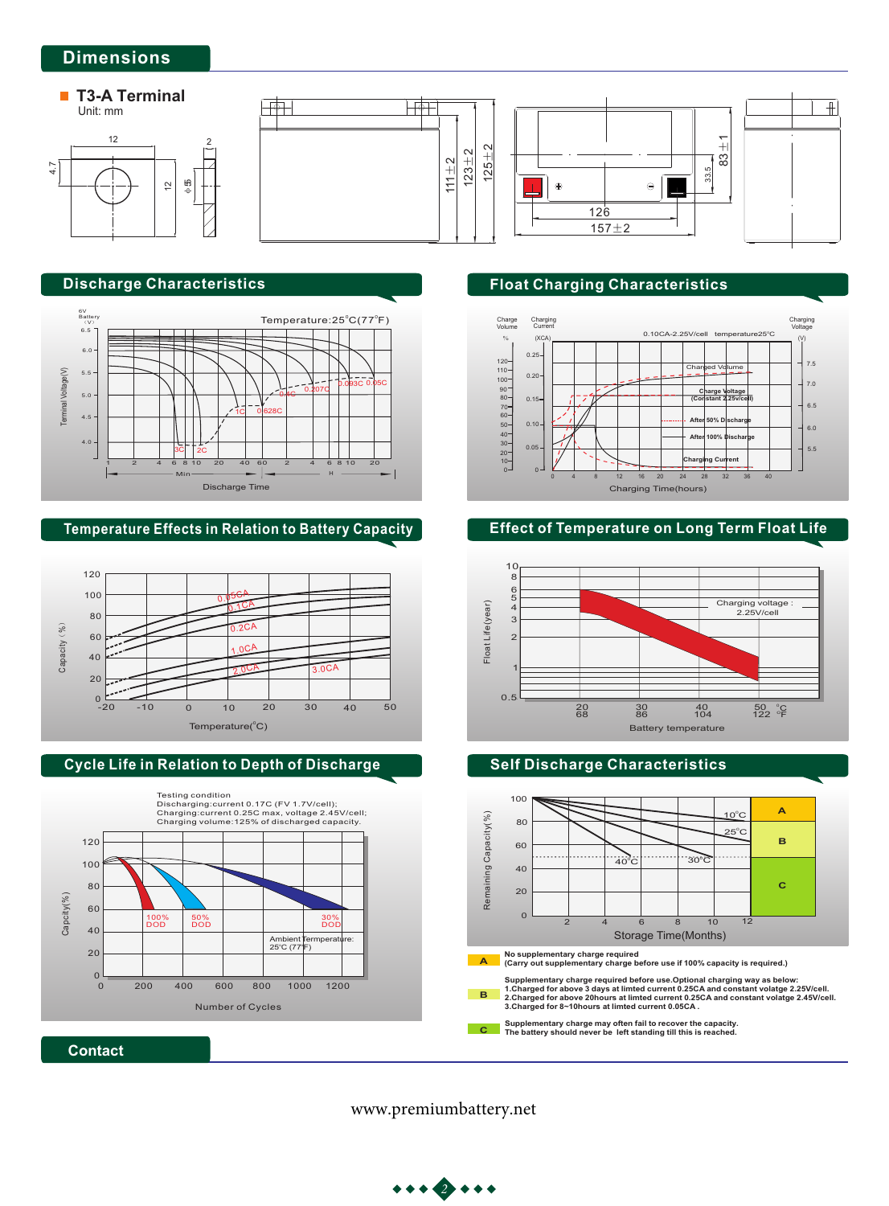## Dimensions

### T3-A Terminal

Unit: mm

12
4.7
12
φ5.5
2

111±2
123±2
125±2
83±1
33.5
126
157±2

## Discharge Characteristics

6V Battery (V)

Temperature:25°C(77°F)

Terminal Voltage(V)

6.5
6.0
5.5
5.0
4.5
4.0

3C 2C 1C 0.628C 0.4C 0.207C 0.093C 0.05C

1 2 4 6 8 10 20 40 60 2 4 6 8 10 20

Min H

Discharge Time

## Float Charging Characteristics

Charge Volume %

Charging Current (XCA)

Charging Voltage (V)

0.10CA-2.25V/cell temperature25°C

Charged Volume

Charge Voltage (Constant 2.25v/cell)

After 50% Discharge

After 100% Discharge

Charging Current

0 4 8 12 16 20 24 28 32 36 40

Charging Time(hours)

## Temperature Effects in Relation to Battery Capacity

Capacity (%)

0.05CA 0.1CA 0.2CA 1.0CA 2.0CA 3.0CA

-20 -10 0 10 20 30 40 50

Temperature(°C)

## Effect of Temperature on Long Term Float Life

Float Life(year)

Charging voltage : 2.25V/cell

20 30 40 50 °C
68 86 104 122 °F

Battery temperature

## Cycle Life in Relation to Depth of Discharge

Testing condition
Discharging:current 0.17C (FV 1.7V/cell);
Charging:current 0.25C max, voltage 2.45V/cell;
Charging volume:125% of discharged capacity.

Capacity(%)

100% DOD
50% DOD
30% DOD

Ambient Temperature: 25°C (77°F)

0 200 400 600 800 1000 1200

Number of Cycles

## Self Discharge Characteristics

Remaining Capacity(%)

10°C 25°C 40°C 30°C

A B C

2 4 6 8 10 12

Storage Time(Months)

**A** No supplementary charge required
(Carry out supplementary charge before use if 100% capacity is required.)

**B** Supplementary charge required before use.Optional charging way as below:
1.Charged for above 3 days at limted current 0.25CA and constant voltage 2.25V/cell.
2.Charged for above 20hours at limted current 0.25CA and constant volatge 2.45V/cell.
3.Charged for 8~10hours at limted current 0.05CA .

**C** Supplementary charge may often fail to recover the capacity.
The battery should never be left standing till this is reached.

## Contact

www.premiumbattery.net